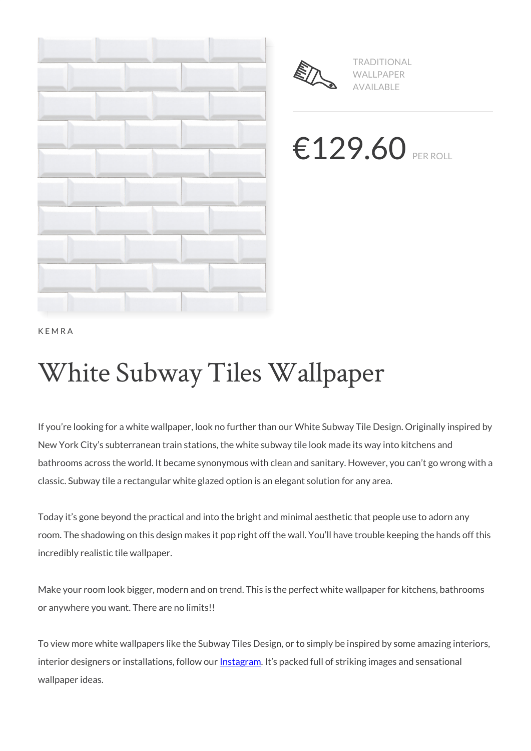TRADITIONAL WALLPAPER AVAILABLE

€129.60 PER ROLL

KEMRA

# White Subway Tiles Wallpaper

If you're looking for a white wallpaper, look no further than our White Subway Tile Design. Originally inspired by New York City's subterranean train stations, the white subway tile look made its way into kitchens and bathrooms across the world. It became synonymous with clean and sanitary. However, you can't go wrong with a classic. Subway tile a rectangular white glazed option is an elegant solution for any area.

Today it's gone beyond the practical and into the bright and minimal aesthetic that people use to adorn any room. The shadowing on this design makes it pop right off the wall. You'll have trouble keeping the hands off this incredibly realistic tile wallpaper.

Make your room look bigger, modern and on trend. This is the perfect white wallpaper for kitchens, bathrooms or anywhere you want. There are no limits!!

To view more white wallpapers like the Subway Tiles Design, or to simply be inspired by some amazing interiors, interior designers or installations, follow our Instagram. It's packed full of striking images and sensational wallpaper ideas.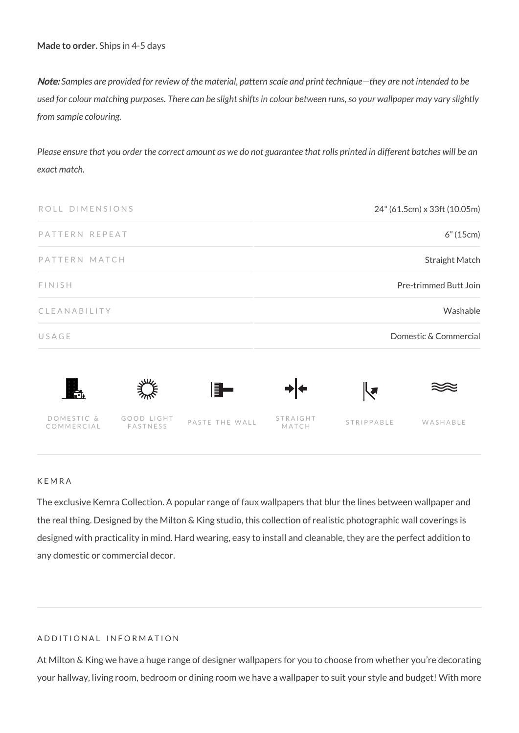**Made to order.** Ships in 4-5 days

***Note:*** *Samples are provided for review of the material, pattern scale and print technique—they are not intended to be used for colour matching purposes. There can be slight shifts in colour between runs, so your wallpaper may vary slightly from sample colouring.*

*Please ensure that you order the correct amount as we do not guarantee that rolls printed in different batches will be an exact match.*

| | |
|---|---|
| ROLL DIMENSIONS | 24" (61.5cm) x 33ft (10.05m) |
| PATTERN REPEAT | 6" (15cm) |
| PATTERN MATCH | Straight Match |
| FINISH | Pre-trimmed Butt Join |
| CLEANABILITY | Washable |
| USAGE | Domestic & Commercial |

DOMESTIC & COMMERCIAL | GOOD LIGHT FASTNESS | PASTE THE WALL | STRAIGHT MATCH | STRIPPABLE | WASHABLE

KEMRA

The exclusive Kemra Collection. A popular range of faux wallpapers that blur the lines between wallpaper and the real thing. Designed by the Milton & King studio, this collection of realistic photographic wall coverings is designed with practicality in mind. Hard wearing, easy to install and cleanable, they are the perfect addition to any domestic or commercial decor.

ADDITIONAL INFORMATION

At Milton & King we have a huge range of designer wallpapers for you to choose from whether you're decorating your hallway, living room, bedroom or dining room we have a wallpaper to suit your style and budget! With more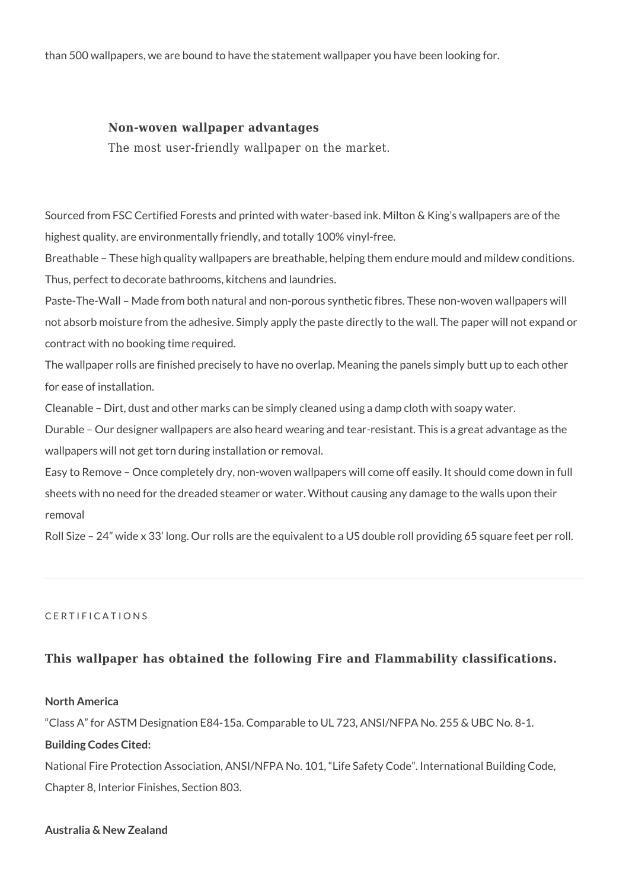than 500 wallpapers, we are bound to have the statement wallpaper you have been looking for.

### Non-woven wallpaper advantages

The most user-friendly wallpaper on the market.

Sourced from FSC Certified Forests and printed with water-based ink. Milton & King's wallpapers are of the highest quality, are environmentally friendly, and totally 100% vinyl-free.

Breathable – These high quality wallpapers are breathable, helping them endure mould and mildew conditions. Thus, perfect to decorate bathrooms, kitchens and laundries.

Paste-The-Wall – Made from both natural and non-porous synthetic fibres. These non-woven wallpapers will not absorb moisture from the adhesive. Simply apply the paste directly to the wall. The paper will not expand or contract with no booking time required.

The wallpaper rolls are finished precisely to have no overlap. Meaning the panels simply butt up to each other for ease of installation.

Cleanable – Dirt, dust and other marks can be simply cleaned using a damp cloth with soapy water.

Durable – Our designer wallpapers are also heard wearing and tear-resistant. This is a great advantage as the wallpapers will not get torn during installation or removal.

Easy to Remove – Once completely dry, non-woven wallpapers will come off easily. It should come down in full sheets with no need for the dreaded steamer or water. Without causing any damage to the walls upon their removal

Roll Size – 24" wide x 33' long. Our rolls are the equivalent to a US double roll providing 65 square feet per roll.

---

CERTIFICATIONS

## This wallpaper has obtained the following Fire and Flammability classifications.

**North America**

"Class A" for ASTM Designation E84-15a. Comparable to UL 723, ANSI/NFPA No. 255 & UBC No. 8-1.

**Building Codes Cited:**

National Fire Protection Association, ANSI/NFPA No. 101, "Life Safety Code". International Building Code, Chapter 8, Interior Finishes, Section 803.

**Australia & New Zealand**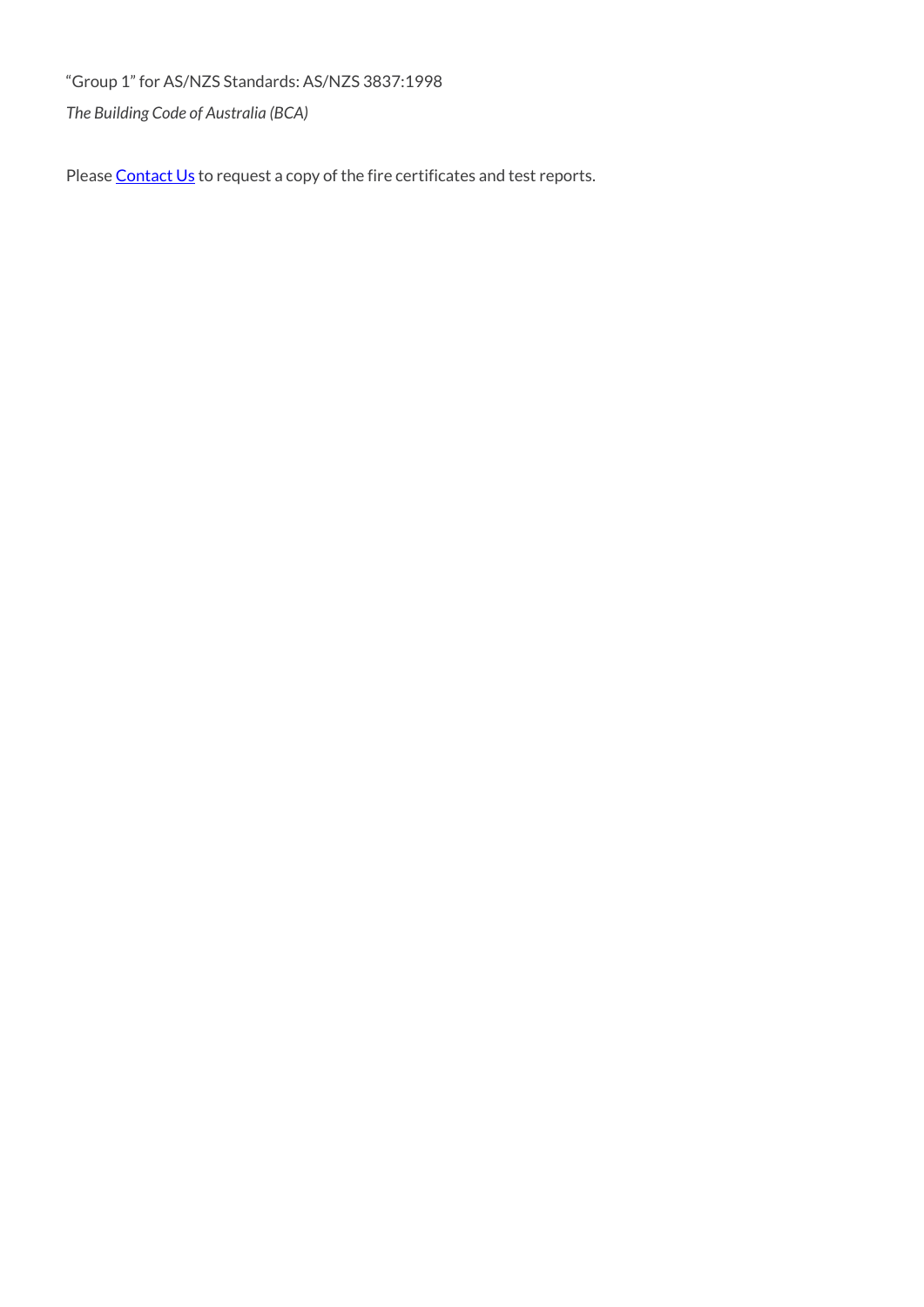"Group 1" for AS/NZS Standards: AS/NZS 3837:1998

*The Building Code of Australia (BCA)*

Please Contact Us to request a copy of the fire certificates and test reports.